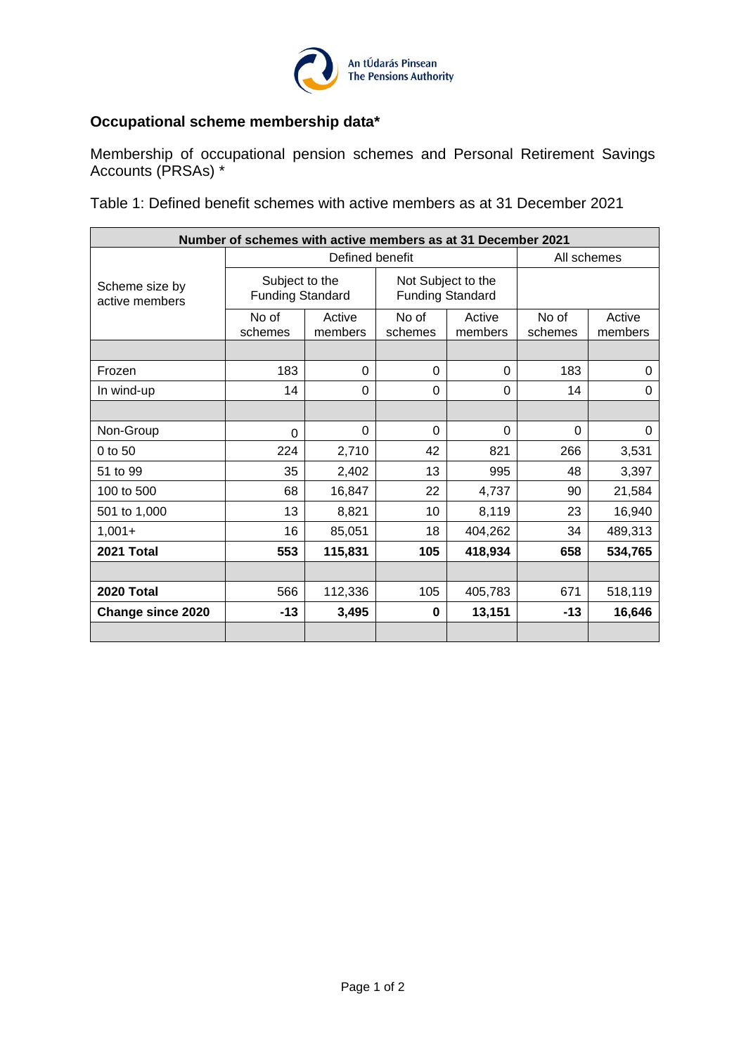An tÚdarás Pinsean
The Pensions Authority

## Occupational scheme membership data*

Membership of occupational pension schemes and Personal Retirement Savings Accounts (PRSAs) *

Table 1: Defined benefit schemes with active members as at 31 December 2021

| Number of schemes with active members as at 31 December 2021 | | | | | | |
|---|---|---|---|---|---|---|
| Scheme size by active members | Defined benefit | | | | All schemes | |
| | Subject to the Funding Standard | | Not Subject to the Funding Standard | | | |
| | No of schemes | Active members | No of schemes | Active members | No of schemes | Active members |
| | | | | | | |
| Frozen | 183 | 0 | 0 | 0 | 183 | 0 |
| In wind-up | 14 | 0 | 0 | 0 | 14 | 0 |
| | | | | | | |
| Non-Group | 0 | 0 | 0 | 0 | 0 | 0 |
| 0 to 50 | 224 | 2,710 | 42 | 821 | 266 | 3,531 |
| 51 to 99 | 35 | 2,402 | 13 | 995 | 48 | 3,397 |
| 100 to 500 | 68 | 16,847 | 22 | 4,737 | 90 | 21,584 |
| 501 to 1,000 | 13 | 8,821 | 10 | 8,119 | 23 | 16,940 |
| 1,001+ | 16 | 85,051 | 18 | 404,262 | 34 | 489,313 |
| **2021 Total** | **553** | **115,831** | **105** | **418,934** | **658** | **534,765** |
| | | | | | | |
| **2020 Total** | 566 | 112,336 | 105 | 405,783 | 671 | 518,119 |
| **Change since 2020** | **-13** | **3,495** | **0** | **13,151** | **-13** | **16,646** |
| | | | | | | |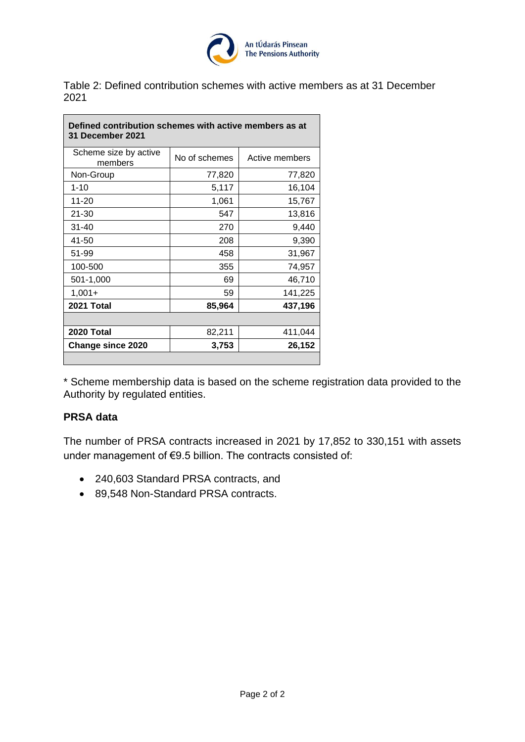Table 2: Defined contribution schemes with active members as at 31 December 2021

| **Defined contribution schemes with active members as at 31 December 2021** | | |
|---|---|---|
| Scheme size by active members | No of schemes | Active members |
| Non-Group | 77,820 | 77,820 |
| 1-10 | 5,117 | 16,104 |
| 11-20 | 1,061 | 15,767 |
| 21-30 | 547 | 13,816 |
| 31-40 | 270 | 9,440 |
| 41-50 | 208 | 9,390 |
| 51-99 | 458 | 31,967 |
| 100-500 | 355 | 74,957 |
| 501-1,000 | 69 | 46,710 |
| 1,001+ | 59 | 141,225 |
| **2021 Total** | **85,964** | **437,196** |
| | | |
| **2020 Total** | 82,211 | 411,044 |
| **Change since 2020** | **3,753** | **26,152** |

* Scheme membership data is based on the scheme registration data provided to the Authority by regulated entities.

## PRSA data

The number of PRSA contracts increased in 2021 by 17,852 to 330,151 with assets under management of €9.5 billion. The contracts consisted of:

- 240,603 Standard PRSA contracts, and
- 89,548 Non-Standard PRSA contracts.